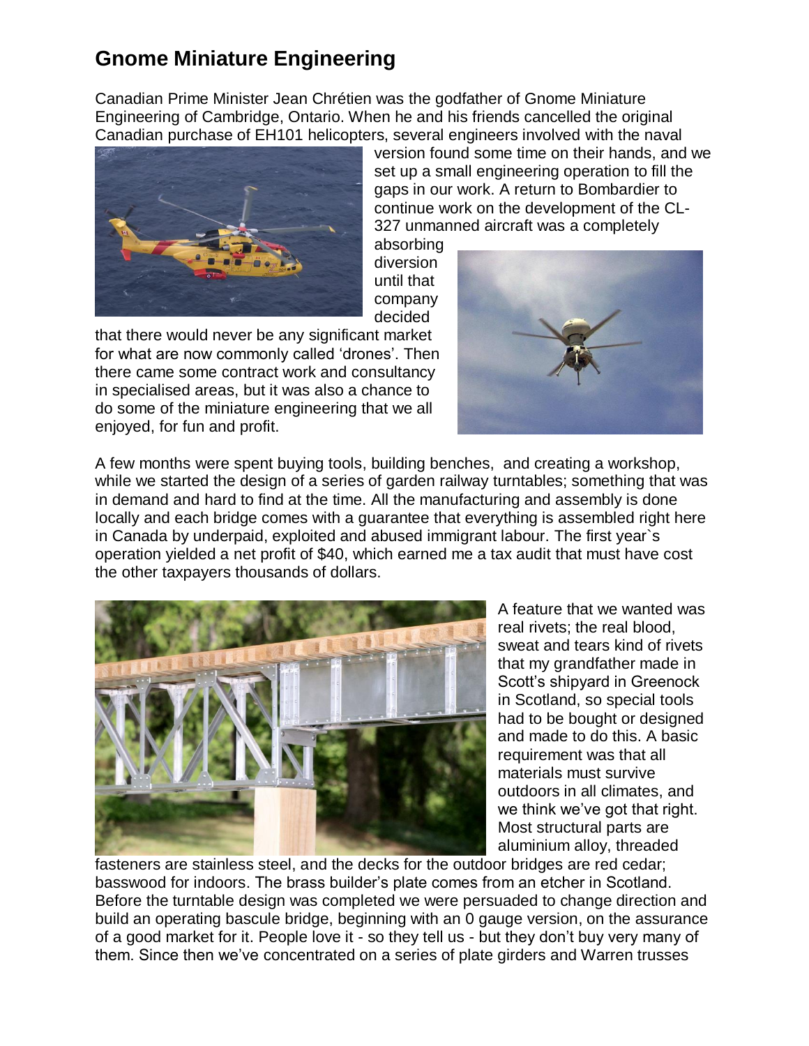# Gnome Miniature Engineering

Canadian Prime Minister Jean Chrétien was the godfather of Gnome Miniature Engineering of Cambridge, Ontario. When he and his friends cancelled the original Canadian purchase of EH101 helicopters, several engineers involved with the naval version found some time on their hands, and we set up a small engineering operation to fill the gaps in our work. A return to Bombardier to continue work on the development of the CL-327 unmanned aircraft was a completely absorbing diversion until that company decided that there would never be any significant market for what are now commonly called 'drones'. Then there came some contract work and consultancy in specialised areas, but it was also a chance to do some of the miniature engineering that we all enjoyed, for fun and profit.

A few months were spent buying tools, building benches, and creating a workshop, while we started the design of a series of garden railway turntables; something that was in demand and hard to find at the time. All the manufacturing and assembly is done locally and each bridge comes with a guarantee that everything is assembled right here in Canada by underpaid, exploited and abused immigrant labour. The first year`s operation yielded a net profit of $40, which earned me a tax audit that must have cost the other taxpayers thousands of dollars.

A feature that we wanted was real rivets; the real blood, sweat and tears kind of rivets that my grandfather made in Scott's shipyard in Greenock in Scotland, so special tools had to be bought or designed and made to do this. A basic requirement was that all materials must survive outdoors in all climates, and we think we've got that right. Most structural parts are aluminium alloy, threaded fasteners are stainless steel, and the decks for the outdoor bridges are red cedar; basswood for indoors. The brass builder's plate comes from an etcher in Scotland. Before the turntable design was completed we were persuaded to change direction and build an operating bascule bridge, beginning with an 0 gauge version, on the assurance of a good market for it. People love it - so they tell us - but they don't buy very many of them. Since then we've concentrated on a series of plate girders and Warren trusses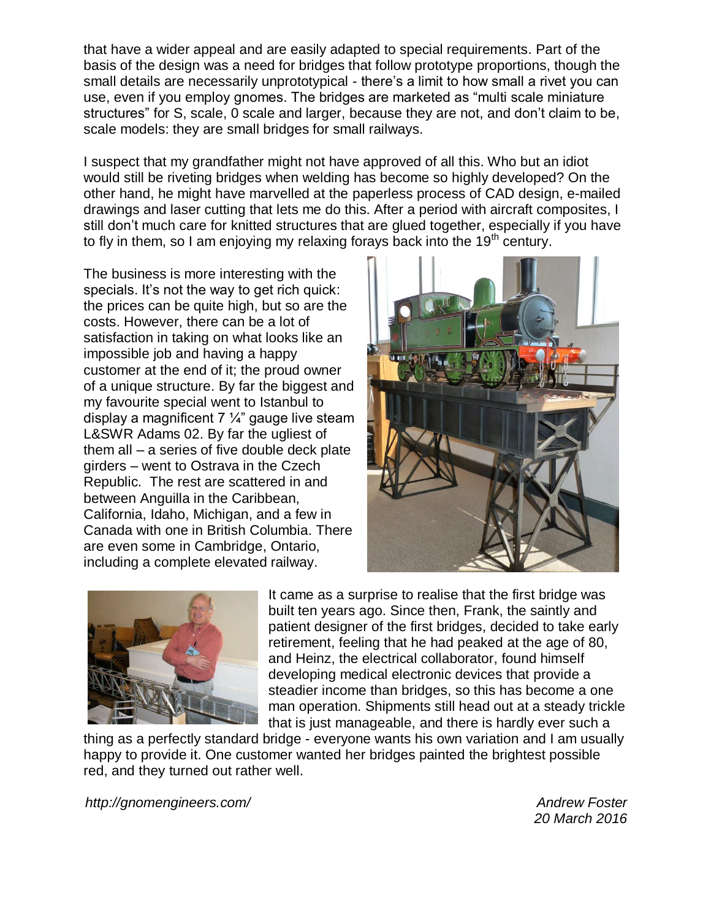that have a wider appeal and are easily adapted to special requirements. Part of the basis of the design was a need for bridges that follow prototype proportions, though the small details are necessarily unprototypical - there's a limit to how small a rivet you can use, even if you employ gnomes. The bridges are marketed as "multi scale miniature structures" for S, scale, 0 scale and larger, because they are not, and don't claim to be, scale models: they are small bridges for small railways.

I suspect that my grandfather might not have approved of all this. Who but an idiot would still be riveting bridges when welding has become so highly developed? On the other hand, he might have marvelled at the paperless process of CAD design, e-mailed drawings and laser cutting that lets me do this. After a period with aircraft composites, I still don't much care for knitted structures that are glued together, especially if you have to fly in them, so I am enjoying my relaxing forays back into the 19th century.

The business is more interesting with the specials. It's not the way to get rich quick: the prices can be quite high, but so are the costs. However, there can be a lot of satisfaction in taking on what looks like an impossible job and having a happy customer at the end of it; the proud owner of a unique structure. By far the biggest and my favourite special went to Istanbul to display a magnificent 7 ¼" gauge live steam L&SWR Adams 02. By far the ugliest of them all – a series of five double deck plate girders – went to Ostrava in the Czech Republic. The rest are scattered in and between Anguilla in the Caribbean, California, Idaho, Michigan, and a few in Canada with one in British Columbia. There are even some in Cambridge, Ontario, including a complete elevated railway.

It came as a surprise to realise that the first bridge was built ten years ago. Since then, Frank, the saintly and patient designer of the first bridges, decided to take early retirement, feeling that he had peaked at the age of 80, and Heinz, the electrical collaborator, found himself developing medical electronic devices that provide a steadier income than bridges, so this has become a one man operation. Shipments still head out at a steady trickle that is just manageable, and there is hardly ever such a thing as a perfectly standard bridge - everyone wants his own variation and I am usually happy to provide it. One customer wanted her bridges painted the brightest possible red, and they turned out rather well.

*http://gnomengineers.com/*

*Andrew Foster*
*20 March 2016*